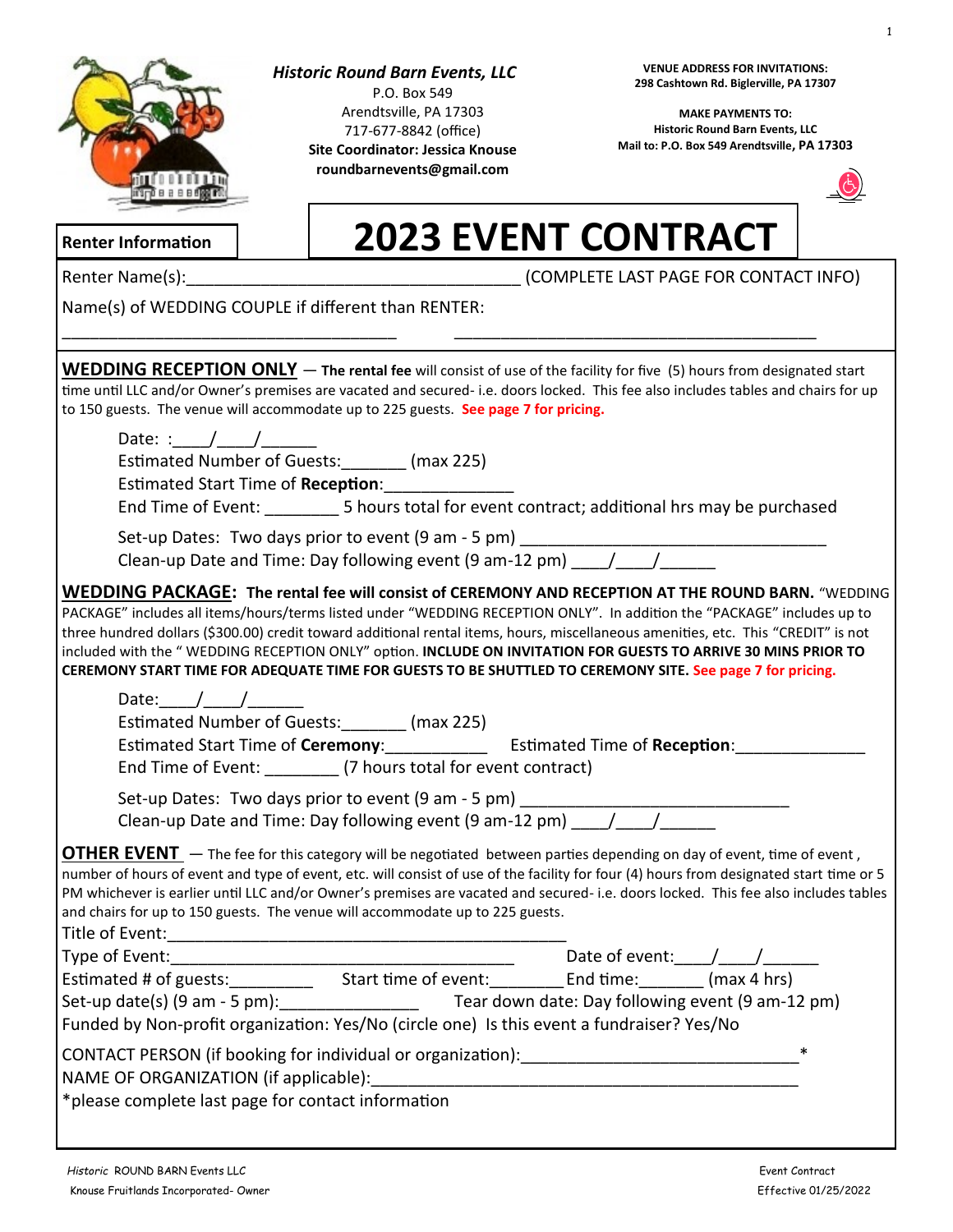***Historic Round Barn Events, LLC***
P.O. Box 549
Arendtsville, PA 17303
717-677-8842 (office)
**Site Coordinator: Jessica Knouse**
**roundbarnevents@gmail.com**

**VENUE ADDRESS FOR INVITATIONS:**
**298 Cashtown Rd. Biglerville, PA 17307**

**MAKE PAYMENTS TO:**
**Historic Round Barn Events, LLC**
**Mail to: P.O. Box 549 Arendtsville, PA 17303**

# 2023 EVENT CONTRACT

**Renter Information**

Renter Name(s):___________________________________ (COMPLETE LAST PAGE FOR CONTACT INFO)

Name(s) of WEDDING COUPLE if different than RENTER:

___________________________________ ________________________________________

**WEDDING RECEPTION ONLY** — **The rental fee** will consist of use of the facility for five (5) hours from designated start time until LLC and/or Owner's premises are vacated and secured- i.e. doors locked. This fee also includes tables and chairs for up to 150 guests. The venue will accommodate up to 225 guests. **See page 7 for pricing.**

Date: :____/____/______
Estimated Number of Guests:_______ (max 225)
Estimated Start Time of **Reception**:_____________
End Time of Event: ________ 5 hours total for event contract; additional hrs may be purchased

Set-up Dates: Two days prior to event (9 am - 5 pm) _________________________________
Clean-up Date and Time: Day following event (9 am-12 pm) ____/____/______

**WEDDING PACKAGE: The rental fee will consist of CEREMONY AND RECEPTION AT THE ROUND BARN.** "WEDDING PACKAGE" includes all items/hours/terms listed under "WEDDING RECEPTION ONLY". In addition the "PACKAGE" includes up to three hundred dollars ($300.00) credit toward additional rental items, hours, miscellaneous amenities, etc. This "CREDIT" is not included with the " WEDDING RECEPTION ONLY" option. **INCLUDE ON INVITATION FOR GUESTS TO ARRIVE 30 MINS PRIOR TO CEREMONY START TIME FOR ADEQUATE TIME FOR GUESTS TO BE SHUTTLED TO CEREMONY SITE. See page 7 for pricing.**

Date:____/____/______
Estimated Number of Guests:_______ (max 225)
Estimated Start Time of **Ceremony**:__________ Estimated Time of **Reception**:_____________
End Time of Event: ________ (7 hours total for event contract)

Set-up Dates: Two days prior to event (9 am - 5 pm) ____________________________
Clean-up Date and Time: Day following event (9 am-12 pm) ____/____/______

**OTHER EVENT** — The fee for this category will be negotiated between parties depending on day of event, time of event, number of hours of event and type of event, etc. will consist of use of the facility for four (4) hours from designated start time or 5 PM whichever is earlier until LLC and/or Owner's premises are vacated and secured- i.e. doors locked. This fee also includes tables and chairs for up to 150 guests. The venue will accommodate up to 225 guests.

Title of Event:_____________________________________________
Type of Event:_____________________________________ Date of event:____/____/______
Estimated # of guests:_________ Start time of event:________ End time:_______ (max 4 hrs)
Set-up date(s) (9 am - 5 pm):_______________ Tear down date: Day following event (9 am-12 pm)
Funded by Non-profit organization: Yes/No (circle one) Is this event a fundraiser? Yes/No

CONTACT PERSON (if booking for individual or organization):_____________________________*
NAME OF ORGANIZATION (if applicable):_____________________________________________
*please complete last page for contact information

*Historic* ROUND BARN Events LLC
Knouse Fruitlands Incorporated- Owner

Event Contract
Effective 01/25/2022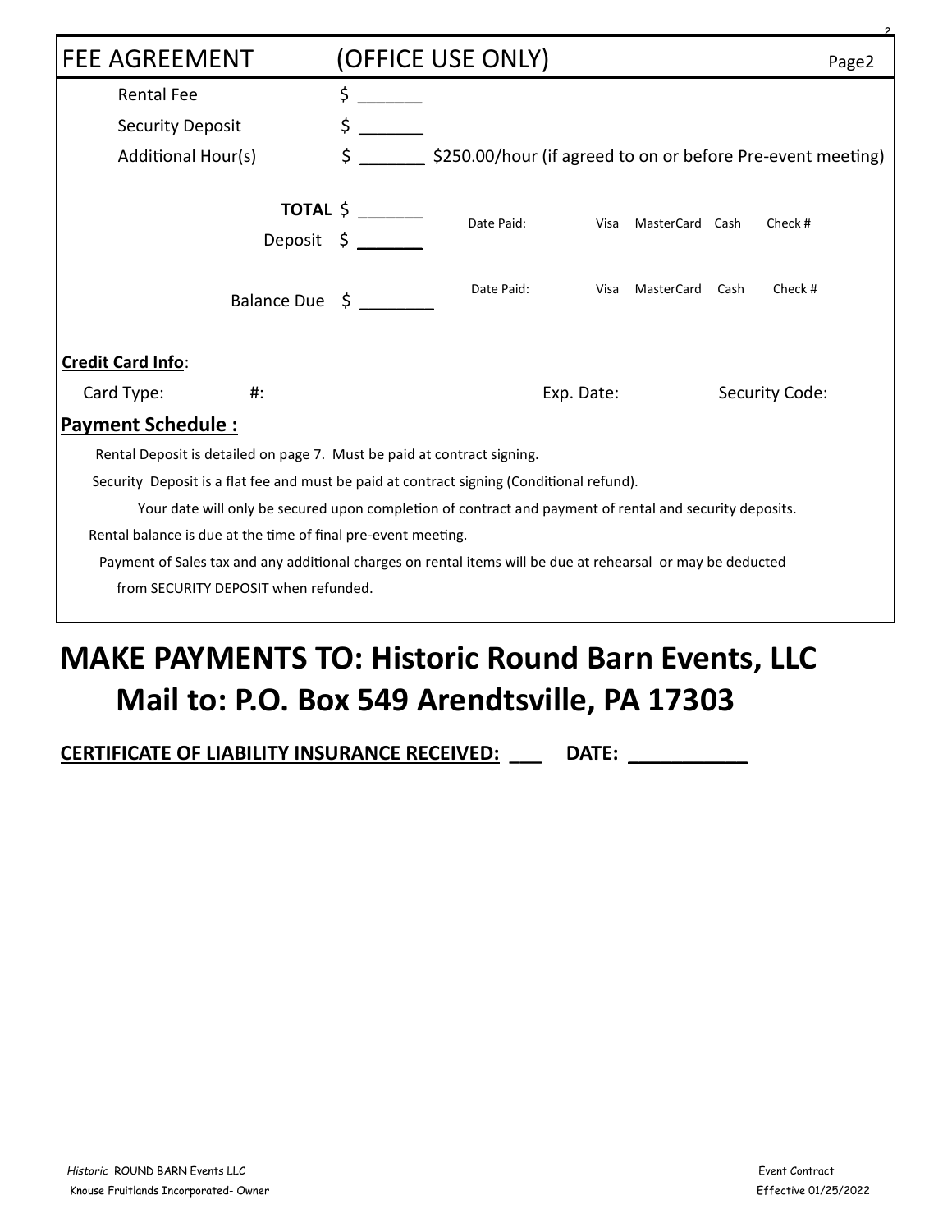## FEE AGREEMENT (OFFICE USE ONLY)

Rental Fee $ _______

Security Deposit $ _______

Additional Hour(s) $ _______ $250.00/hour (if agreed to on or before Pre-event meeting)

**TOTAL** $ _______

Deposit $ _______ Date Paid: Visa MasterCard Cash Check #

Balance Due $ ________ Date Paid: Visa MasterCard Cash Check #

**Credit Card Info**:

Card Type: #: Exp. Date: Security Code:

**Payment Schedule :**

Rental Deposit is detailed on page 7. Must be paid at contract signing.

Security Deposit is a flat fee and must be paid at contract signing (Conditional refund).

Your date will only be secured upon completion of contract and payment of rental and security deposits.

Rental balance is due at the time of final pre-event meeting.

Payment of Sales tax and any additional charges on rental items will be due at rehearsal or may be deducted from SECURITY DEPOSIT when refunded.

# MAKE PAYMENTS TO: Historic Round Barn Events, LLC
# Mail to: P.O. Box 549 Arendtsville, PA 17303

**CERTIFICATE OF LIABILITY INSURANCE RECEIVED: ___ DATE: ___________**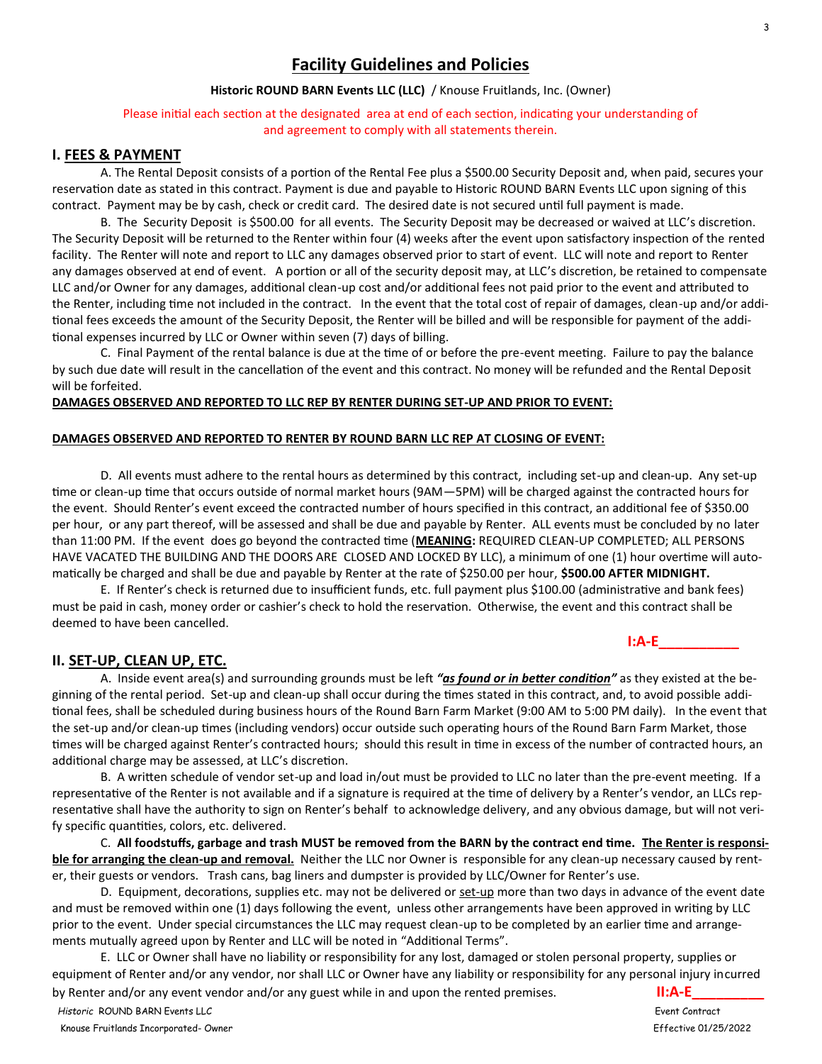# Facility Guidelines and Policies

**Historic ROUND BARN Events LLC (LLC)** / Knouse Fruitlands, Inc. (Owner)

Please initial each section at the designated area at end of each section, indicating your understanding of and agreement to comply with all statements therein.

## I. FEES & PAYMENT

A. The Rental Deposit consists of a portion of the Rental Fee plus a $500.00 Security Deposit and, when paid, secures your reservation date as stated in this contract. Payment is due and payable to Historic ROUND BARN Events LLC upon signing of this contract. Payment may be by cash, check or credit card. The desired date is not secured until full payment is made.

B. The Security Deposit is $500.00 for all events. The Security Deposit may be decreased or waived at LLC's discretion. The Security Deposit will be returned to the Renter within four (4) weeks after the event upon satisfactory inspection of the rented facility. The Renter will note and report to LLC any damages observed prior to start of event. LLC will note and report to Renter any damages observed at end of event. A portion or all of the security deposit may, at LLC's discretion, be retained to compensate LLC and/or Owner for any damages, additional clean-up cost and/or additional fees not paid prior to the event and attributed to the Renter, including time not included in the contract. In the event that the total cost of repair of damages, clean-up and/or additional fees exceeds the amount of the Security Deposit, the Renter will be billed and will be responsible for payment of the additional expenses incurred by LLC or Owner within seven (7) days of billing.

C. Final Payment of the rental balance is due at the time of or before the pre-event meeting. Failure to pay the balance by such due date will result in the cancellation of the event and this contract. No money will be refunded and the Rental Deposit will be forfeited.

**DAMAGES OBSERVED AND REPORTED TO LLC REP BY RENTER DURING SET-UP AND PRIOR TO EVENT:**

**DAMAGES OBSERVED AND REPORTED TO RENTER BY ROUND BARN LLC REP AT CLOSING OF EVENT:**

D. All events must adhere to the rental hours as determined by this contract, including set-up and clean-up. Any set-up time or clean-up time that occurs outside of normal market hours (9AM—5PM) will be charged against the contracted hours for the event. Should Renter's event exceed the contracted number of hours specified in this contract, an additional fee of $350.00 per hour, or any part thereof, will be assessed and shall be due and payable by Renter. ALL events must be concluded by no later than 11:00 PM. If the event does go beyond the contracted time (**MEANING:** REQUIRED CLEAN-UP COMPLETED; ALL PERSONS HAVE VACATED THE BUILDING AND THE DOORS ARE CLOSED AND LOCKED BY LLC), a minimum of one (1) hour overtime will automatically be charged and shall be due and payable by Renter at the rate of $250.00 per hour, **$500.00 AFTER MIDNIGHT.**

E. If Renter's check is returned due to insufficient funds, etc. full payment plus $100.00 (administrative and bank fees) must be paid in cash, money order or cashier's check to hold the reservation. Otherwise, the event and this contract shall be deemed to have been cancelled.

**I:A-E__________**

## II. SET-UP, CLEAN UP, ETC.

A. Inside event area(s) and surrounding grounds must be left ***"as found or in better condition"*** as they existed at the beginning of the rental period. Set-up and clean-up shall occur during the times stated in this contract, and, to avoid possible additional fees, shall be scheduled during business hours of the Round Barn Farm Market (9:00 AM to 5:00 PM daily). In the event that the set-up and/or clean-up times (including vendors) occur outside such operating hours of the Round Barn Farm Market, those times will be charged against Renter's contracted hours; should this result in time in excess of the number of contracted hours, an additional charge may be assessed, at LLC's discretion.

B. A written schedule of vendor set-up and load in/out must be provided to LLC no later than the pre-event meeting. If a representative of the Renter is not available and if a signature is required at the time of delivery by a Renter's vendor, an LLCs representative shall have the authority to sign on Renter's behalf to acknowledge delivery, and any obvious damage, but will not verify specific quantities, colors, etc. delivered.

C. **All foodstuffs, garbage and trash MUST be removed from the BARN by the contract end time. The Renter is responsible for arranging the clean-up and removal.** Neither the LLC nor Owner is responsible for any clean-up necessary caused by renter, their guests or vendors. Trash cans, bag liners and dumpster is provided by LLC/Owner for Renter's use.

D. Equipment, decorations, supplies etc. may not be delivered or set-up more than two days in advance of the event date and must be removed within one (1) days following the event, unless other arrangements have been approved in writing by LLC prior to the event. Under special circumstances the LLC may request clean-up to be completed by an earlier time and arrangements mutually agreed upon by Renter and LLC will be noted in "Additional Terms".

E. LLC or Owner shall have no liability or responsibility for any lost, damaged or stolen personal property, supplies or equipment of Renter and/or any vendor, nor shall LLC or Owner have any liability or responsibility for any personal injury incurred by Renter and/or any event vendor and/or any guest while in and upon the rented premises.

**II:A-E_________**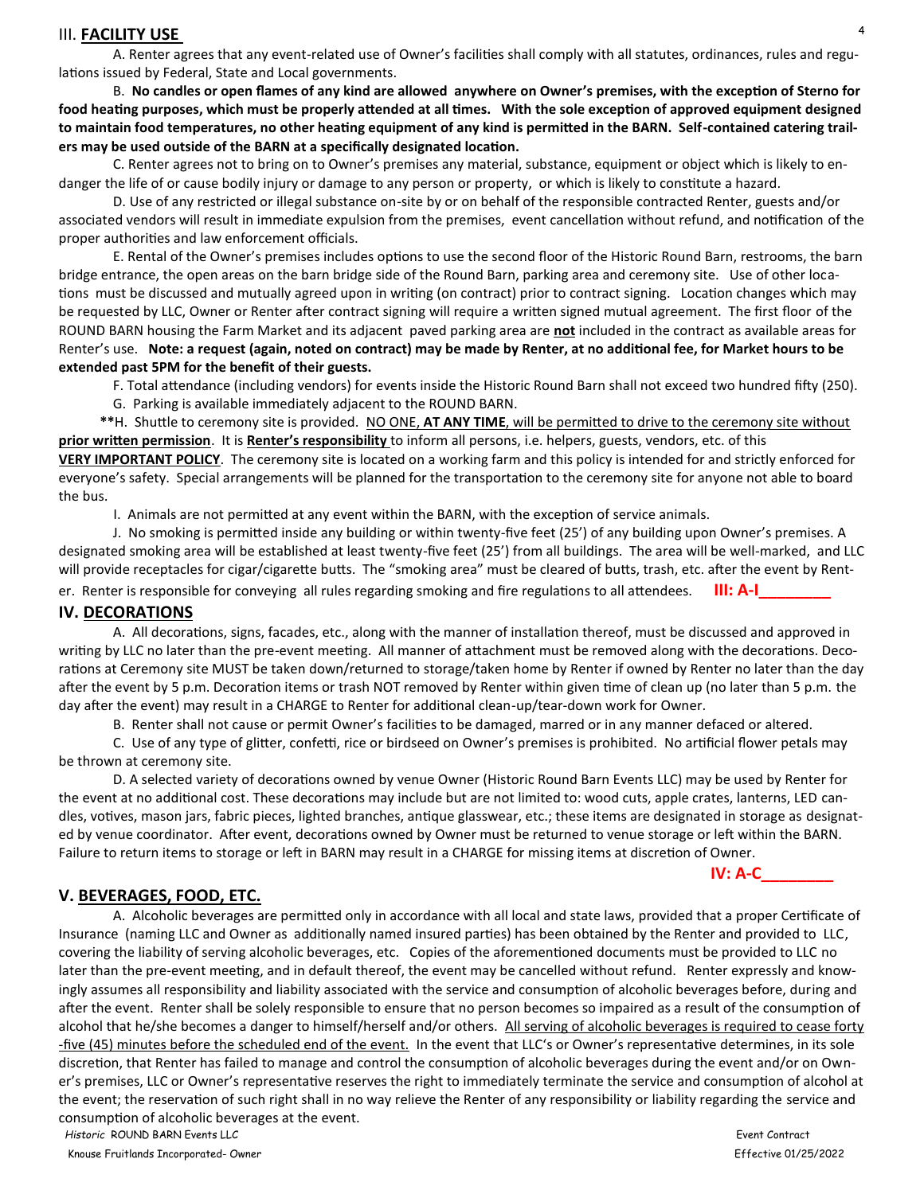## III. **FACILITY USE**

A. Renter agrees that any event-related use of Owner's facilities shall comply with all statutes, ordinances, rules and regulations issued by Federal, State and Local governments.

B. **No candles or open flames of any kind are allowed anywhere on Owner's premises, with the exception of Sterno for food heating purposes, which must be properly attended at all times. With the sole exception of approved equipment designed to maintain food temperatures, no other heating equipment of any kind is permitted in the BARN. Self-contained catering trailers may be used outside of the BARN at a specifically designated location.**

C. Renter agrees not to bring on to Owner's premises any material, substance, equipment or object which is likely to endanger the life of or cause bodily injury or damage to any person or property, or which is likely to constitute a hazard.

D. Use of any restricted or illegal substance on-site by or on behalf of the responsible contracted Renter, guests and/or associated vendors will result in immediate expulsion from the premises, event cancellation without refund, and notification of the proper authorities and law enforcement officials.

E. Rental of the Owner's premises includes options to use the second floor of the Historic Round Barn, restrooms, the barn bridge entrance, the open areas on the barn bridge side of the Round Barn, parking area and ceremony site. Use of other locations must be discussed and mutually agreed upon in writing (on contract) prior to contract signing. Location changes which may be requested by LLC, Owner or Renter after contract signing will require a written signed mutual agreement. The first floor of the ROUND BARN housing the Farm Market and its adjacent paved parking area are **not** included in the contract as available areas for Renter's use. **Note: a request (again, noted on contract) may be made by Renter, at no additional fee, for Market hours to be extended past 5PM for the benefit of their guests.**

F. Total attendance (including vendors) for events inside the Historic Round Barn shall not exceed two hundred fifty (250).

G. Parking is available immediately adjacent to the ROUND BARN.

**H. Shuttle to ceremony site is provided. NO ONE, **AT ANY TIME**, will be permitted to drive to the ceremony site without **prior written permission**. It is **Renter's responsibility** to inform all persons, i.e. helpers, guests, vendors, etc. of this **VERY IMPORTANT POLICY**. The ceremony site is located on a working farm and this policy is intended for and strictly enforced for everyone's safety. Special arrangements will be planned for the transportation to the ceremony site for anyone not able to board the bus.

I. Animals are not permitted at any event within the BARN, with the exception of service animals.

J. No smoking is permitted inside any building or within twenty-five feet (25') of any building upon Owner's premises. A designated smoking area will be established at least twenty-five feet (25') from all buildings. The area will be well-marked, and LLC will provide receptacles for cigar/cigarette butts. The "smoking area" must be cleared of butts, trash, etc. after the event by Renter. Renter is responsible for conveying all rules regarding smoking and fire regulations to all attendees. **III: A-I________**

## IV. **DECORATIONS**

A. All decorations, signs, facades, etc., along with the manner of installation thereof, must be discussed and approved in writing by LLC no later than the pre-event meeting. All manner of attachment must be removed along with the decorations. Decorations at Ceremony site MUST be taken down/returned to storage/taken home by Renter if owned by Renter no later than the day after the event by 5 p.m. Decoration items or trash NOT removed by Renter within given time of clean up (no later than 5 p.m. the day after the event) may result in a CHARGE to Renter for additional clean-up/tear-down work for Owner.

B. Renter shall not cause or permit Owner's facilities to be damaged, marred or in any manner defaced or altered.

C. Use of any type of glitter, confetti, rice or birdseed on Owner's premises is prohibited. No artificial flower petals may be thrown at ceremony site.

D. A selected variety of decorations owned by venue Owner (Historic Round Barn Events LLC) may be used by Renter for the event at no additional cost. These decorations may include but are not limited to: wood cuts, apple crates, lanterns, LED candles, votives, mason jars, fabric pieces, lighted branches, antique glassware, etc.; these items are designated in storage as designated by venue coordinator. After event, decorations owned by Owner must be returned to venue storage or left within the BARN. Failure to return items to storage or left in BARN may result in a CHARGE for missing items at discretion of Owner.

**IV: A-C________**

## V. **BEVERAGES, FOOD, ETC.**

A. Alcoholic beverages are permitted only in accordance with all local and state laws, provided that a proper Certificate of Insurance (naming LLC and Owner as additionally named insured parties) has been obtained by the Renter and provided to LLC, covering the liability of serving alcoholic beverages, etc. Copies of the aforementioned documents must be provided to LLC no later than the pre-event meeting, and in default thereof, the event may be cancelled without refund. Renter expressly and knowingly assumes all responsibility and liability associated with the service and consumption of alcoholic beverages before, during and after the event. Renter shall be solely responsible to ensure that no person becomes so impaired as a result of the consumption of alcohol that he/she becomes a danger to himself/herself and/or others. All serving of alcoholic beverages is required to cease forty-five (45) minutes before the scheduled end of the event. In the event that LLC's or Owner's representative determines, in its sole discretion, that Renter has failed to manage and control the consumption of alcoholic beverages during the event and/or on Owner's premises, LLC or Owner's representative reserves the right to immediately terminate the service and consumption of alcohol at the event; the reservation of such right shall in no way relieve the Renter of any responsibility or liability regarding the service and consumption of alcoholic beverages at the event.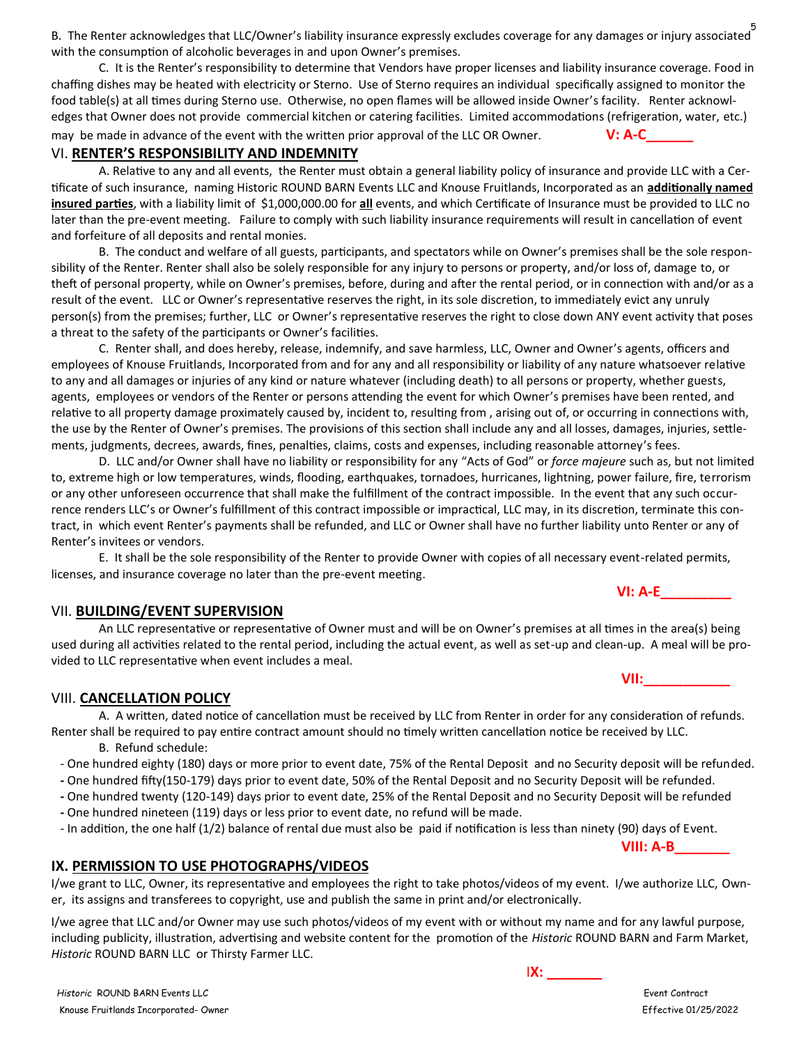B. The Renter acknowledges that LLC/Owner's liability insurance expressly excludes coverage for any damages or injury associated with the consumption of alcoholic beverages in and upon Owner's premises.

C. It is the Renter's responsibility to determine that Vendors have proper licenses and liability insurance coverage. Food in chaffing dishes may be heated with electricity or Sterno. Use of Sterno requires an individual specifically assigned to monitor the food table(s) at all times during Sterno use. Otherwise, no open flames will be allowed inside Owner's facility. Renter acknowledges that Owner does not provide commercial kitchen or catering facilities. Limited accommodations (refrigeration, water, etc.) may be made in advance of the event with the written prior approval of the LLC OR Owner. **V: A-C______**

## VI. RENTER'S RESPONSIBILITY AND INDEMNITY

A. Relative to any and all events, the Renter must obtain a general liability policy of insurance and provide LLC with a Certificate of such insurance, naming Historic ROUND BARN Events LLC and Knouse Fruitlands, Incorporated as an **additionally named insured parties**, with a liability limit of $1,000,000.00 for **all** events, and which Certificate of Insurance must be provided to LLC no later than the pre-event meeting. Failure to comply with such liability insurance requirements will result in cancellation of event and forfeiture of all deposits and rental monies.

B. The conduct and welfare of all guests, participants, and spectators while on Owner's premises shall be the sole responsibility of the Renter. Renter shall also be solely responsible for any injury to persons or property, and/or loss of, damage to, or theft of personal property, while on Owner's premises, before, during and after the rental period, or in connection with and/or as a result of the event. LLC or Owner's representative reserves the right, in its sole discretion, to immediately evict any unruly person(s) from the premises; further, LLC or Owner's representative reserves the right to close down ANY event activity that poses a threat to the safety of the participants or Owner's facilities.

C. Renter shall, and does hereby, release, indemnify, and save harmless, LLC, Owner and Owner's agents, officers and employees of Knouse Fruitlands, Incorporated from and for any and all responsibility or liability of any nature whatsoever relative to any and all damages or injuries of any kind or nature whatever (including death) to all persons or property, whether guests, agents, employees or vendors of the Renter or persons attending the event for which Owner's premises have been rented, and relative to all property damage proximately caused by, incident to, resulting from , arising out of, or occurring in connections with, the use by the Renter of Owner's premises. The provisions of this section shall include any and all losses, damages, injuries, settlements, judgments, decrees, awards, fines, penalties, claims, costs and expenses, including reasonable attorney's fees.

D. LLC and/or Owner shall have no liability or responsibility for any "Acts of God" or *force majeure* such as, but not limited to, extreme high or low temperatures, winds, flooding, earthquakes, tornadoes, hurricanes, lightning, power failure, fire, terrorism or any other unforeseen occurrence that shall make the fulfillment of the contract impossible. In the event that any such occurrence renders LLC's or Owner's fulfillment of this contract impossible or impractical, LLC may, in its discretion, terminate this contract, in which event Renter's payments shall be refunded, and LLC or Owner shall have no further liability unto Renter or any of Renter's invitees or vendors.

E. It shall be the sole responsibility of the Renter to provide Owner with copies of all necessary event-related permits, licenses, and insurance coverage no later than the pre-event meeting.

**VI: A-E_________**

## VII. BUILDING/EVENT SUPERVISION

An LLC representative or representative of Owner must and will be on Owner's premises at all times in the area(s) being used during all activities related to the rental period, including the actual event, as well as set-up and clean-up. A meal will be provided to LLC representative when event includes a meal.

**VII:___________**

## VIII. CANCELLATION POLICY

A. A written, dated notice of cancellation must be received by LLC from Renter in order for any consideration of refunds. Renter shall be required to pay entire contract amount should no timely written cancellation notice be received by LLC.

B. Refund schedule:

- One hundred eighty (180) days or more prior to event date, 75% of the Rental Deposit and no Security deposit will be refunded.
- One hundred fifty(150-179) days prior to event date, 50% of the Rental Deposit and no Security Deposit will be refunded.
- One hundred twenty (120-149) days prior to event date, 25% of the Rental Deposit and no Security Deposit will be refunded
- One hundred nineteen (119) days or less prior to event date, no refund will be made.
- In addition, the one half (1/2) balance of rental due must also be paid if notification is less than ninety (90) days of Event.

**VIII: A-B_______**

## IX. PERMISSION TO USE PHOTOGRAPHS/VIDEOS

I/we grant to LLC, Owner, its representative and employees the right to take photos/videos of my event. I/we authorize LLC, Owner, its assigns and transferees to copyright, use and publish the same in print and/or electronically.

I/we agree that LLC and/or Owner may use such photos/videos of my event with or without my name and for any lawful purpose, including publicity, illustration, advertising and website content for the promotion of the *Historic* ROUND BARN and Farm Market, *Historic* ROUND BARN LLC or Thirsty Farmer LLC.

**IX: _______**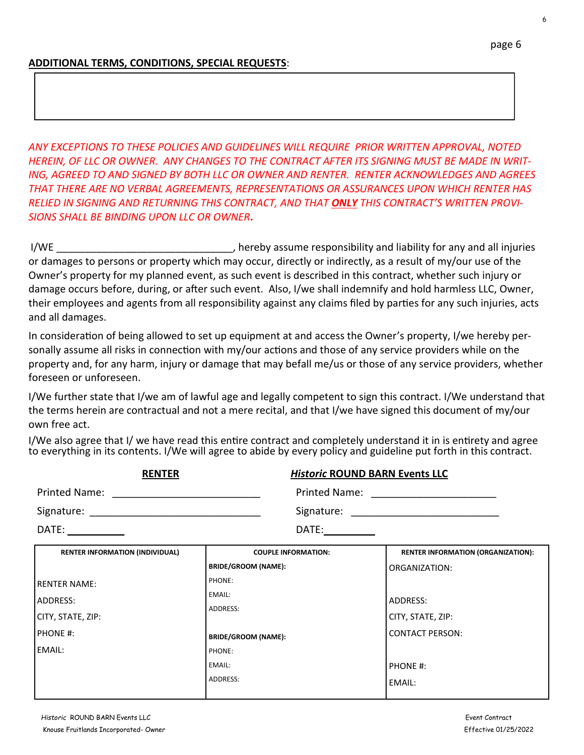**ADDITIONAL TERMS, CONDITIONS, SPECIAL REQUESTS**:

| |
|---|
| |

*ANY EXCEPTIONS TO THESE POLICIES AND GUIDELINES WILL REQUIRE PRIOR WRITTEN APPROVAL, NOTED HEREIN, OF LLC OR OWNER. ANY CHANGES TO THE CONTRACT AFTER ITS SIGNING MUST BE MADE IN WRITING, AGREED TO AND SIGNED BY BOTH LLC OR OWNER AND RENTER. RENTER ACKNOWLEDGES AND AGREES THAT THERE ARE NO VERBAL AGREEMENTS, REPRESENTATIONS OR ASSURANCES UPON WHICH RENTER HAS RELIED IN SIGNING AND RETURNING THIS CONTRACT, AND THAT **ONLY** THIS CONTRACT'S WRITTEN PROVISIONS SHALL BE BINDING UPON LLC OR OWNER.*

I/WE ________________________________, hereby assume responsibility and liability for any and all injuries or damages to persons or property which may occur, directly or indirectly, as a result of my/our use of the Owner's property for my planned event, as such event is described in this contract, whether such injury or damage occurs before, during, or after such event. Also, I/we shall indemnify and hold harmless LLC, Owner, their employees and agents from all responsibility against any claims filed by parties for any such injuries, acts and all damages.

In consideration of being allowed to set up equipment at and access the Owner's property, I/we hereby personally assume all risks in connection with my/our actions and those of any service providers while on the property and, for any harm, injury or damage that may befall me/us or those of any service providers, whether foreseen or unforeseen.

I/We further state that I/we am of lawful age and legally competent to sign this contract. I/We understand that the terms herein are contractual and not a mere recital, and that I/we have signed this document of my/our own free act.

I/We also agree that I/ we have read this entire contract and completely understand it in is entirety and agree to everything in its contents. I/We will agree to abide by every policy and guideline put forth in this contract.

| **RENTER** | ***Historic* ROUND BARN Events LLC** |
|---|---|
| Printed Name: ___________________________ | Printed Name: ________________________ |
| Signature: ________________________________ | Signature: ___________________________ |
| DATE: __________ | DATE: _________ |

| **RENTER INFORMATION (INDIVIDUAL)** | **COUPLE INFORMATION:** | **RENTER INFORMATION (ORGANIZATION):** |
|---|---|---|
| | **BRIDE/GROOM (NAME):** | ORGANIZATION: |
| RENTER NAME: | PHONE: | |
| ADDRESS: | EMAIL: | ADDRESS: |
| CITY, STATE, ZIP: | ADDRESS: | CITY, STATE, ZIP: |
| PHONE #: | **BRIDE/GROOM (NAME):** | CONTACT PERSON: |
| EMAIL: | PHONE: | |
| | EMAIL: | PHONE #: |
| | ADDRESS: | EMAIL: |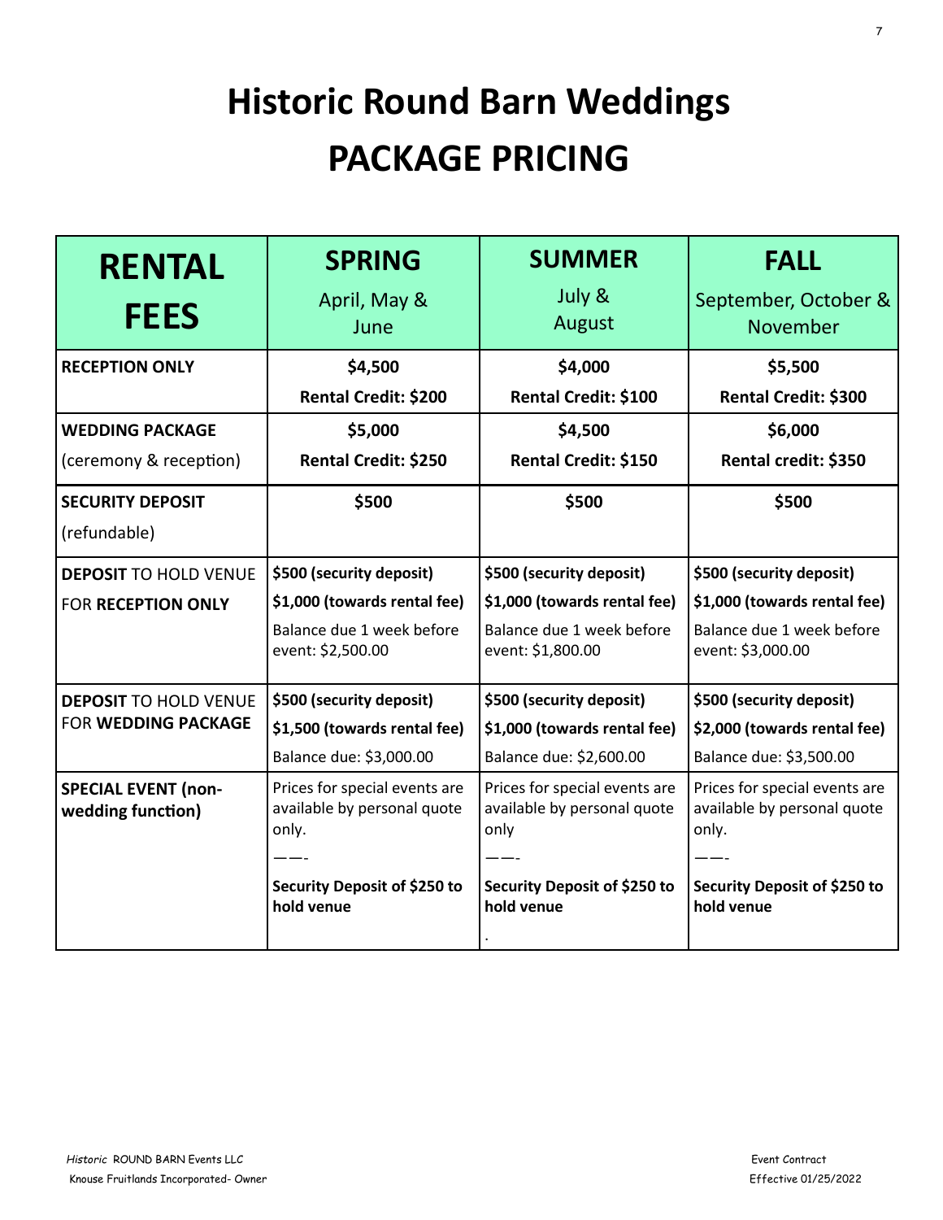# Historic Round Barn Weddings

# PACKAGE PRICING

| RENTAL FEES | SPRING<br>April, May & June | SUMMER<br>July & August | FALL<br>September, October & November |
|---|---|---|---|
| **RECEPTION ONLY** | **$4,500**<br>**Rental Credit: $200** | **$4,000**<br>**Rental Credit: $100** | **$5,500**<br>**Rental Credit: $300** |
| **WEDDING PACKAGE**<br>(ceremony & reception) | **$5,000**<br>**Rental Credit: $250** | **$4,500**<br>**Rental Credit: $150** | **$6,000**<br>**Rental credit: $350** |
| **SECURITY DEPOSIT**<br>(refundable) | **$500** | **$500** | **$500** |
| **DEPOSIT** TO HOLD VENUE FOR **RECEPTION ONLY** | **$500 (security deposit)**<br>**$1,000 (towards rental fee)**<br>Balance due 1 week before event: $2,500.00 | **$500 (security deposit)**<br>**$1,000 (towards rental fee)**<br>Balance due 1 week before event: $1,800.00 | **$500 (security deposit)**<br>**$1,000 (towards rental fee)**<br>Balance due 1 week before event: $3,000.00 |
| **DEPOSIT** TO HOLD VENUE FOR **WEDDING PACKAGE** | **$500 (security deposit)**<br>**$1,500 (towards rental fee)**<br>Balance due: $3,000.00 | **$500 (security deposit)**<br>**$1,000 (towards rental fee)**<br>Balance due: $2,600.00 | **$500 (security deposit)**<br>**$2,000 (towards rental fee)**<br>Balance due: $3,500.00 |
| **SPECIAL EVENT (non-wedding function)** | Prices for special events are available by personal quote only.<br>——-<br>**Security Deposit of $250 to hold venue** | Prices for special events are available by personal quote only<br>——-<br>**Security Deposit of $250 to hold venue**<br>. | Prices for special events are available by personal quote only.<br>——-<br>**Security Deposit of $250 to hold venue** |

*Historic* ROUND BARN Events LLC
Knouse Fruitlands Incorporated- Owner

Event Contract
Effective 01/25/2022